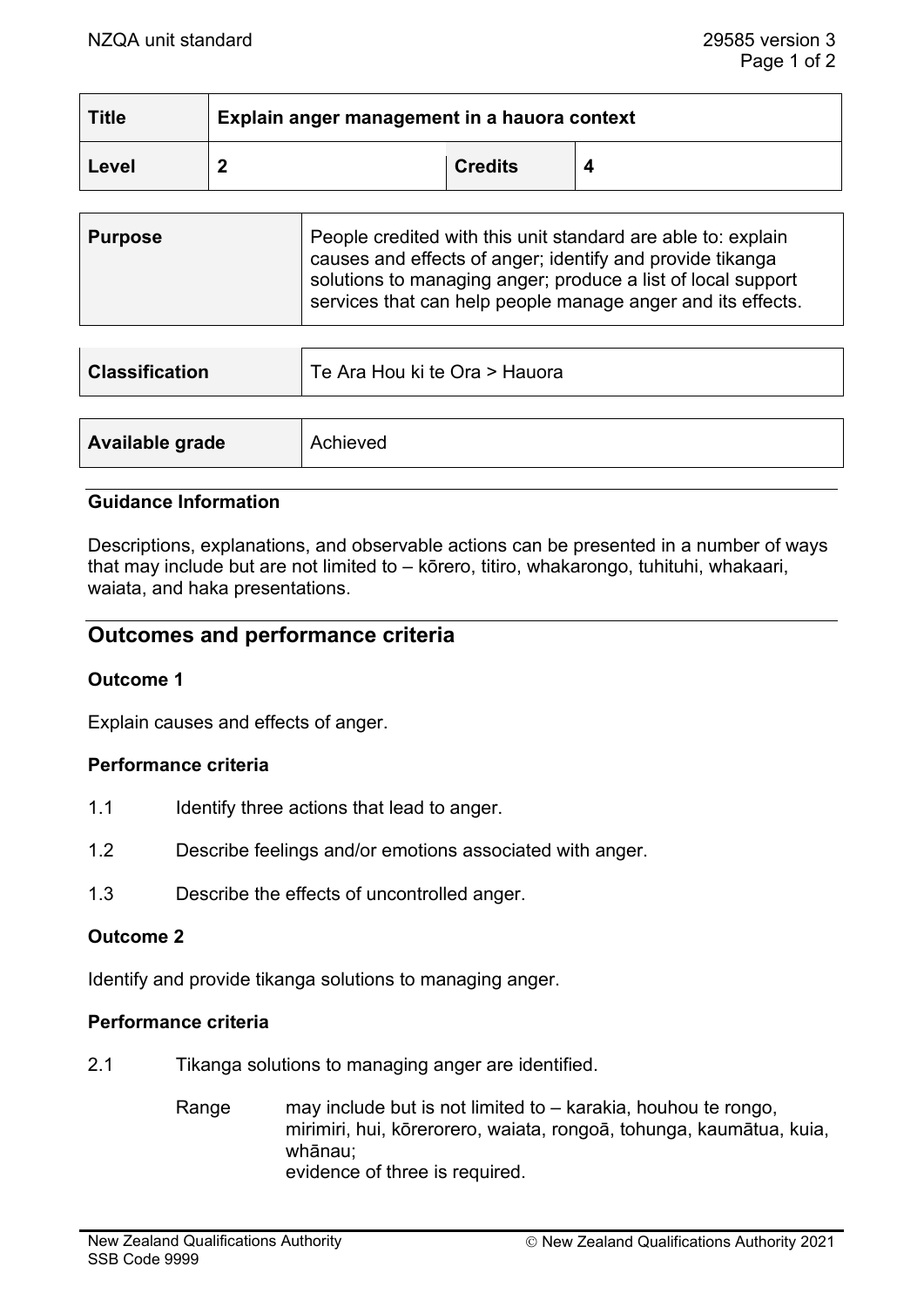| Title | Explain anger management in a hauora context | | |
|---|---|---|---|
| Level | 2 | Credits | 4 |

| Purpose | People credited with this unit standard are able to: explain causes and effects of anger; identify and provide tikanga solutions to managing anger; produce a list of local support services that can help people manage anger and its effects. |
|---|---|

| Classification | Te Ara Hou ki te Ora > Hauora |
|---|---|

| Available grade | Achieved |
|---|---|

### Guidance Information

Descriptions, explanations, and observable actions can be presented in a number of ways that may include but are not limited to – kōrero, titiro, whakarongo, tuhituhi, whakaari, waiata, and haka presentations.

## Outcomes and performance criteria

### Outcome 1

Explain causes and effects of anger.

### Performance criteria

1.1 Identify three actions that lead to anger.

1.2 Describe feelings and/or emotions associated with anger.

1.3 Describe the effects of uncontrolled anger.

### Outcome 2

Identify and provide tikanga solutions to managing anger.

### Performance criteria

2.1 Tikanga solutions to managing anger are identified.

Range: may include but is not limited to – karakia, houhou te rongo, mirimiri, hui, kōrerorero, waiata, rongoā, tohunga, kaumātua, kuia, whānau;
evidence of three is required.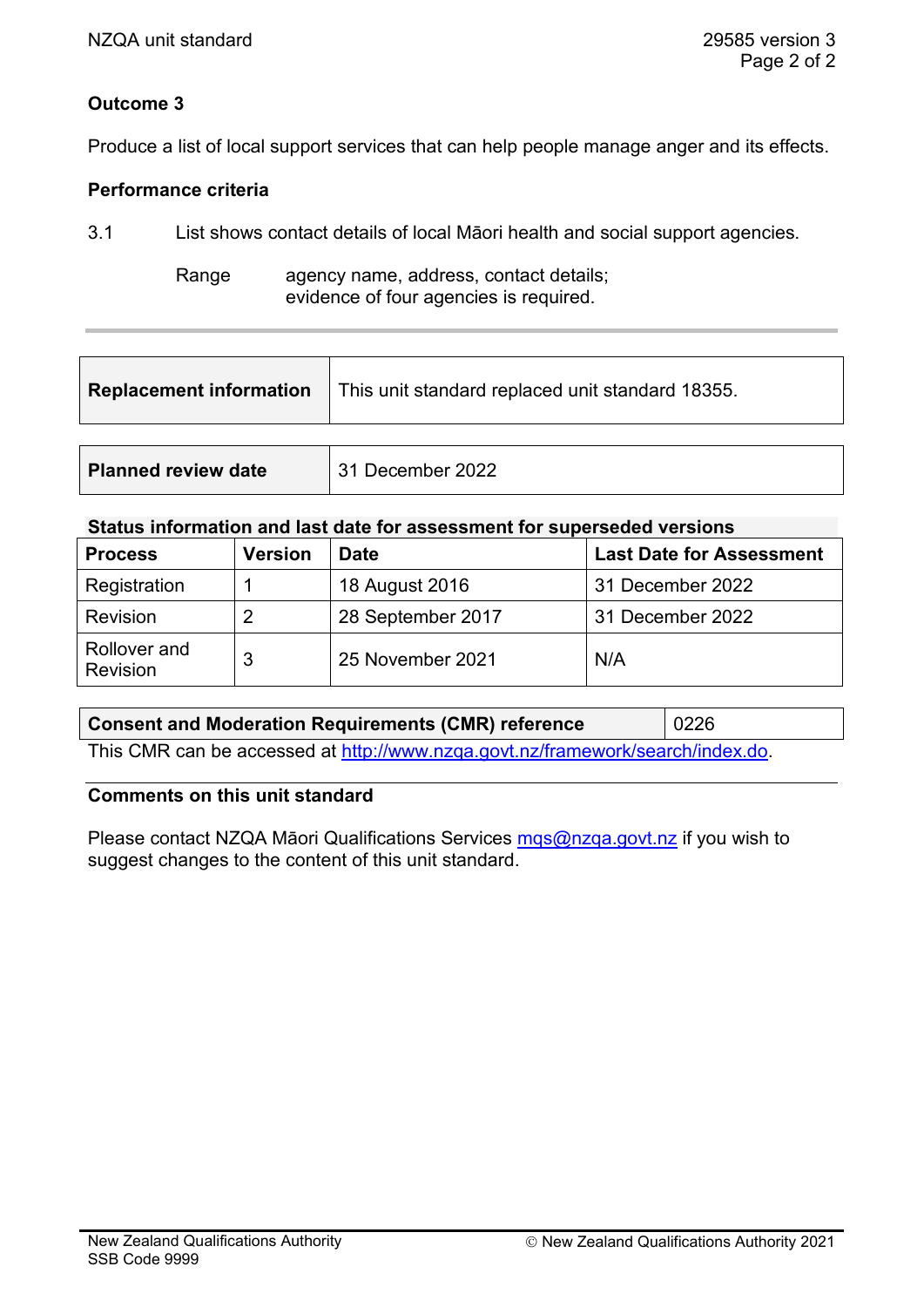## Outcome 3

Produce a list of local support services that can help people manage anger and its effects.

### Performance criteria

3.1 List shows contact details of local Māori health and social support agencies.

Range agency name, address, contact details;
evidence of four agencies is required.

---

| | |
|---|---|
| **Replacement information** | This unit standard replaced unit standard 18355. |

| | |
|---|---|
| **Planned review date** | 31 December 2022 |

**Status information and last date for assessment for superseded versions**

| Process | Version | Date | Last Date for Assessment |
|---|---|---|---|
| Registration | 1 | 18 August 2016 | 31 December 2022 |
| Revision | 2 | 28 September 2017 | 31 December 2022 |
| Rollover and Revision | 3 | 25 November 2021 | N/A |

| | |
|---|---|
| **Consent and Moderation Requirements (CMR) reference** | 0226 |

This CMR can be accessed at http://www.nzqa.govt.nz/framework/search/index.do.

### Comments on this unit standard

Please contact NZQA Māori Qualifications Services mqs@nzqa.govt.nz if you wish to suggest changes to the content of this unit standard.